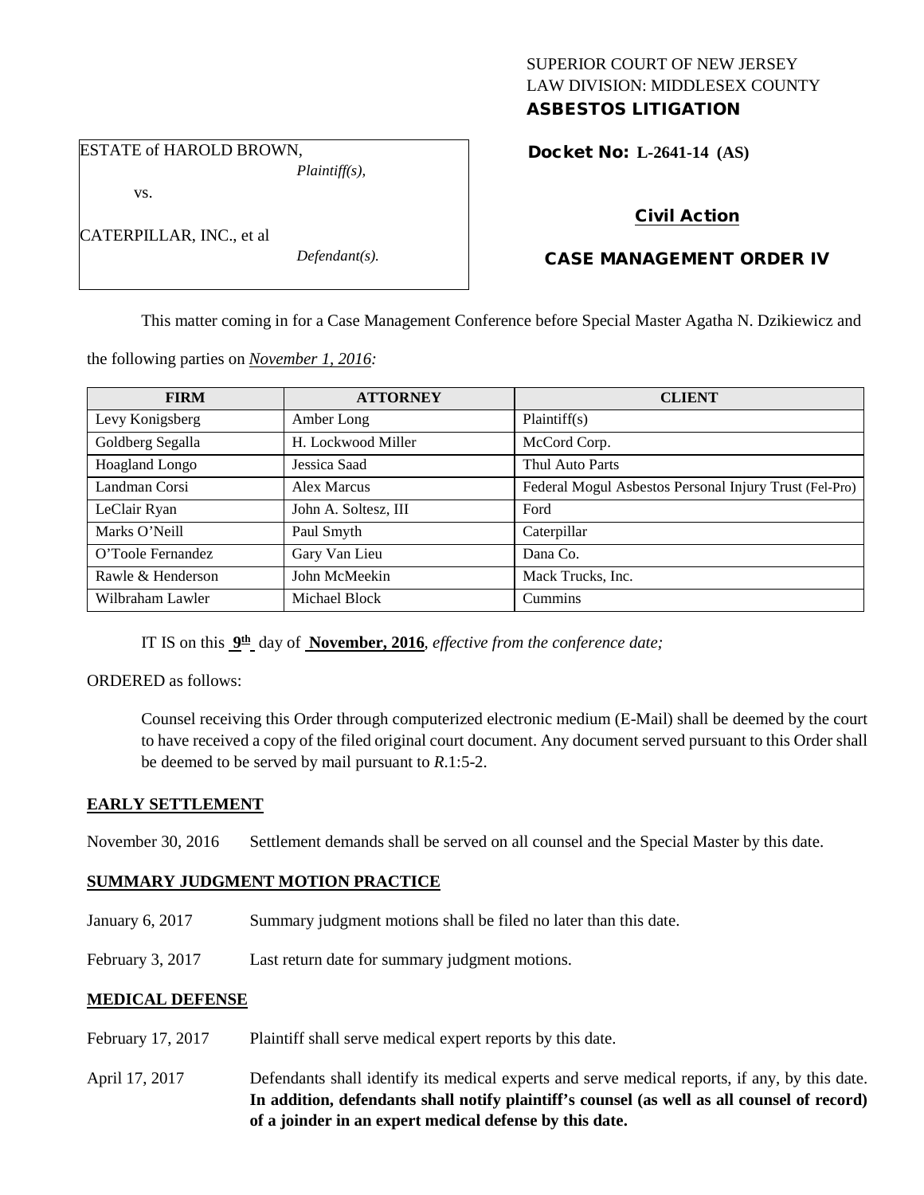SUPERIOR COURT OF NEW JERSEY
LAW DIVISION: MIDDLESEX COUNTY
**ASBESTOS LITIGATION**

ESTATE of HAROLD BROWN,
*Plaintiff(s),*
vs.
CATERPILLAR, INC., et al
*Defendant(s).*

**Docket No: L-2641-14 (AS)**

**Civil Action**

**CASE MANAGEMENT ORDER IV**

This matter coming in for a Case Management Conference before Special Master Agatha N. Dzikiewicz and the following parties on *November 1, 2016:*

| FIRM | ATTORNEY | CLIENT |
|---|---|---|
| Levy Konigsberg | Amber Long | Plaintiff(s) |
| Goldberg Segalla | H. Lockwood Miller | McCord Corp. |
| Hoagland Longo | Jessica Saad | Thul Auto Parts |
| Landman Corsi | Alex Marcus | Federal Mogul Asbestos Personal Injury Trust (Fel-Pro) |
| LeClair Ryan | John A. Soltesz, III | Ford |
| Marks O'Neill | Paul Smyth | Caterpillar |
| O'Toole Fernandez | Gary Van Lieu | Dana Co. |
| Rawle & Henderson | John McMeekin | Mack Trucks, Inc. |
| Wilbraham Lawler | Michael Block | Cummins |

IT IS on this **9th** day of **November, 2016**, *effective from the conference date;*

ORDERED as follows:

Counsel receiving this Order through computerized electronic medium (E-Mail) shall be deemed by the court to have received a copy of the filed original court document. Any document served pursuant to this Order shall be deemed to be served by mail pursuant to *R*.1:5-2.

**EARLY SETTLEMENT**

November 30, 2016 Settlement demands shall be served on all counsel and the Special Master by this date.

**SUMMARY JUDGMENT MOTION PRACTICE**

January 6, 2017 Summary judgment motions shall be filed no later than this date.

February 3, 2017 Last return date for summary judgment motions.

**MEDICAL DEFENSE**

February 17, 2017 Plaintiff shall serve medical expert reports by this date.

April 17, 2017 Defendants shall identify its medical experts and serve medical reports, if any, by this date. **In addition, defendants shall notify plaintiff's counsel (as well as all counsel of record) of a joinder in an expert medical defense by this date.**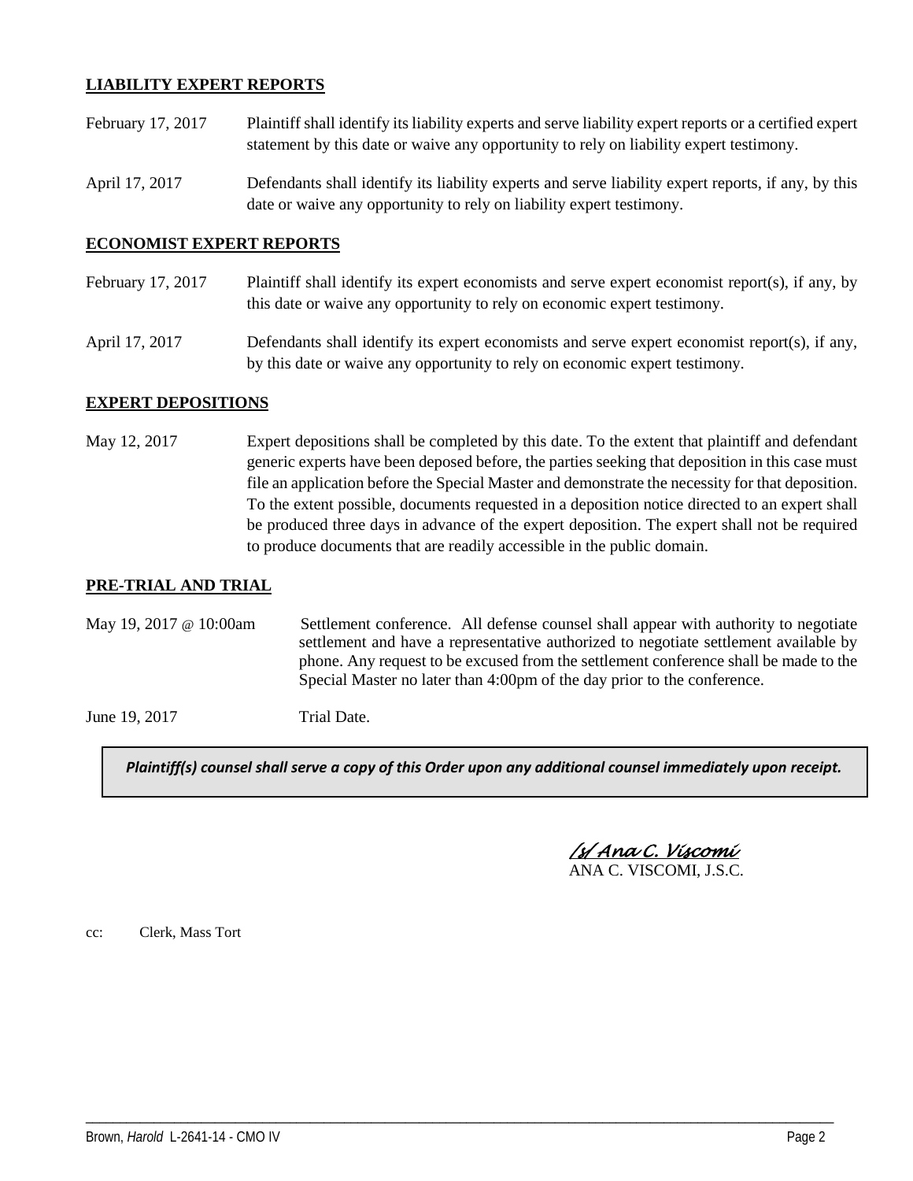**LIABILITY EXPERT REPORTS**

| | |
|---|---|
| February 17, 2017 | Plaintiff shall identify its liability experts and serve liability expert reports or a certified expert statement by this date or waive any opportunity to rely on liability expert testimony. |
| April 17, 2017 | Defendants shall identify its liability experts and serve liability expert reports, if any, by this date or waive any opportunity to rely on liability expert testimony. |

**ECONOMIST EXPERT REPORTS**

| | |
|---|---|
| February 17, 2017 | Plaintiff shall identify its expert economists and serve expert economist report(s), if any, by this date or waive any opportunity to rely on economic expert testimony. |
| April 17, 2017 | Defendants shall identify its expert economists and serve expert economist report(s), if any, by this date or waive any opportunity to rely on economic expert testimony. |

**EXPERT DEPOSITIONS**

| | |
|---|---|
| May 12, 2017 | Expert depositions shall be completed by this date. To the extent that plaintiff and defendant generic experts have been deposed before, the parties seeking that deposition in this case must file an application before the Special Master and demonstrate the necessity for that deposition. To the extent possible, documents requested in a deposition notice directed to an expert shall be produced three days in advance of the expert deposition. The expert shall not be required to produce documents that are readily accessible in the public domain. |

**PRE-TRIAL AND TRIAL**

| | |
|---|---|
| May 19, 2017 @ 10:00am | Settlement conference. All defense counsel shall appear with authority to negotiate settlement and have a representative authorized to negotiate settlement available by phone. Any request to be excused from the settlement conference shall be made to the Special Master no later than 4:00pm of the day prior to the conference. |
| June 19, 2017 | Trial Date. |

***Plaintiff(s) counsel shall serve a copy of this Order upon any additional counsel immediately upon receipt.***

*/s/ Ana C. Viscomi*
ANA C. VISCOMI, J.S.C.

cc: Clerk, Mass Tort

Brown, *Harold* L-2641-14 - CMO IV